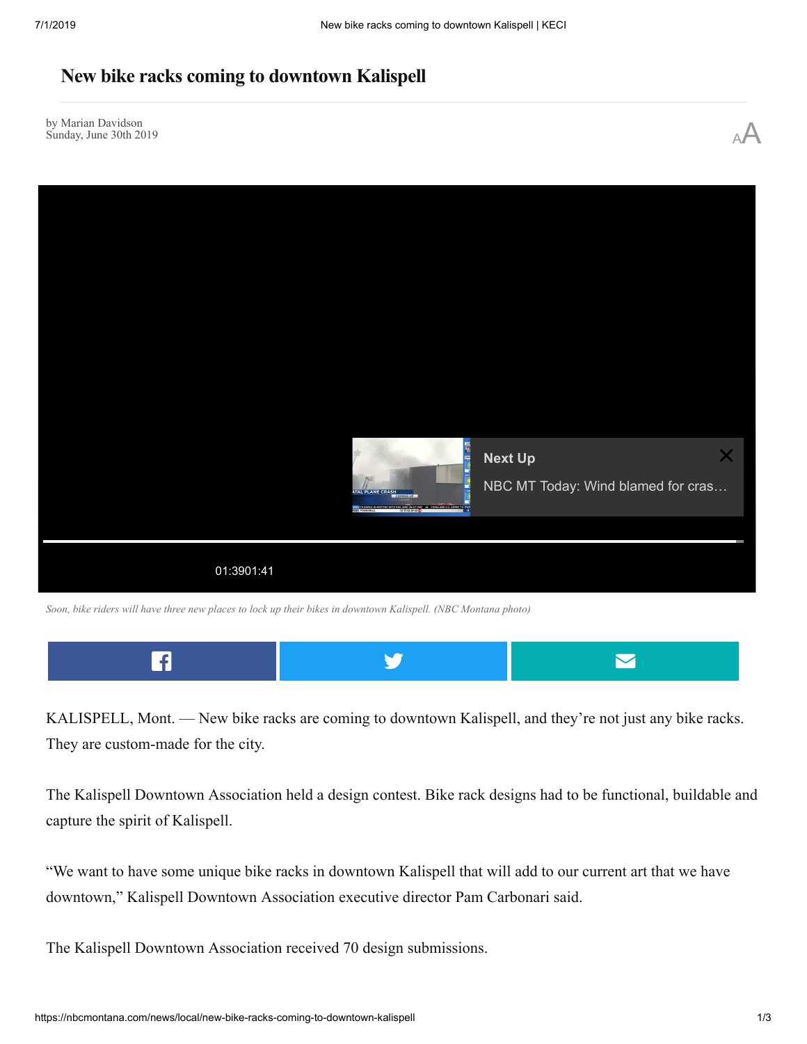# New bike racks coming to downtown Kalispell

by Marian Davidson
Sunday, June 30th 2019

*Soon, bike riders will have three new places to lock up their bikes in downtown Kalispell. (NBC Montana photo)*

KALISPELL, Mont. — New bike racks are coming to downtown Kalispell, and they're not just any bike racks. They are custom-made for the city.

The Kalispell Downtown Association held a design contest. Bike rack designs had to be functional, buildable and capture the spirit of Kalispell.

"We want to have some unique bike racks in downtown Kalispell that will add to our current art that we have downtown," Kalispell Downtown Association executive director Pam Carbonari said.

The Kalispell Downtown Association received 70 design submissions.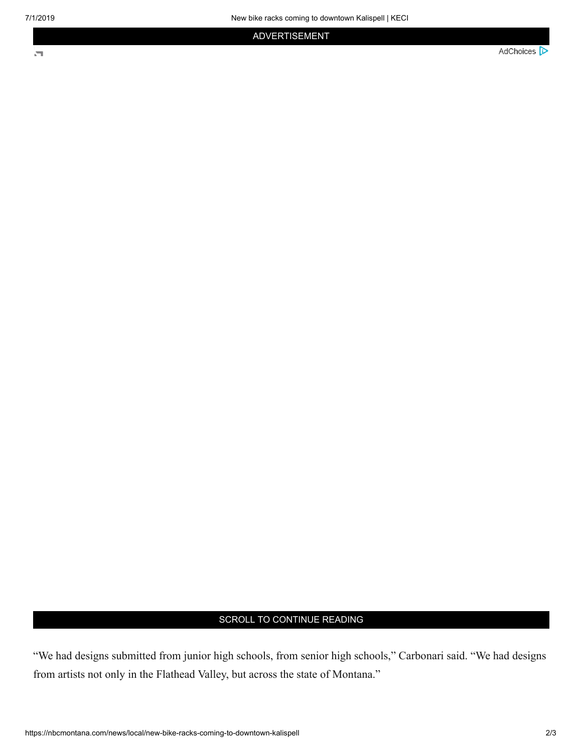"We had designs submitted from junior high schools, from senior high schools," Carbonari said. "We had designs from artists not only in the Flathead Valley, but across the state of Montana."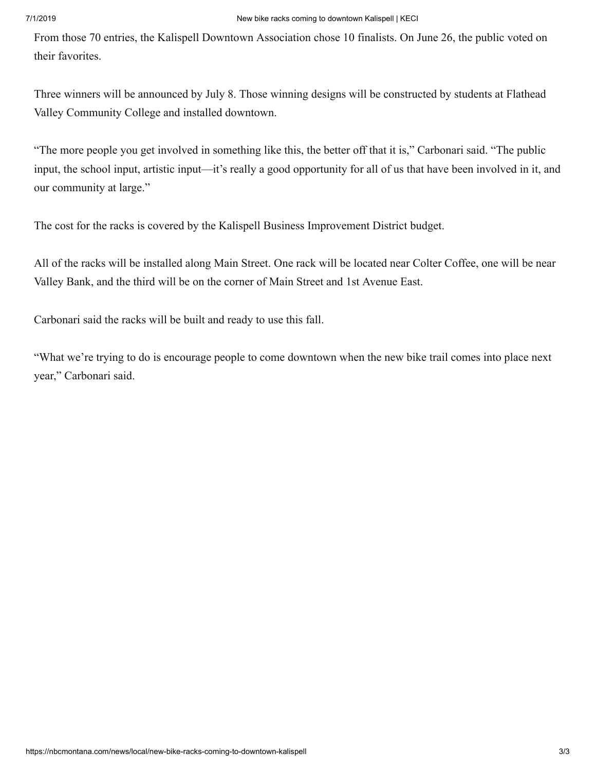From those 70 entries, the Kalispell Downtown Association chose 10 finalists. On June 26, the public voted on their favorites.

Three winners will be announced by July 8. Those winning designs will be constructed by students at Flathead Valley Community College and installed downtown.

“The more people you get involved in something like this, the better off that it is,” Carbonari said. “The public input, the school input, artistic input—it’s really a good opportunity for all of us that have been involved in it, and our community at large.”

The cost for the racks is covered by the Kalispell Business Improvement District budget.

All of the racks will be installed along Main Street. One rack will be located near Colter Coffee, one will be near Valley Bank, and the third will be on the corner of Main Street and 1st Avenue East.

Carbonari said the racks will be built and ready to use this fall.

“What we’re trying to do is encourage people to come downtown when the new bike trail comes into place next year,” Carbonari said.